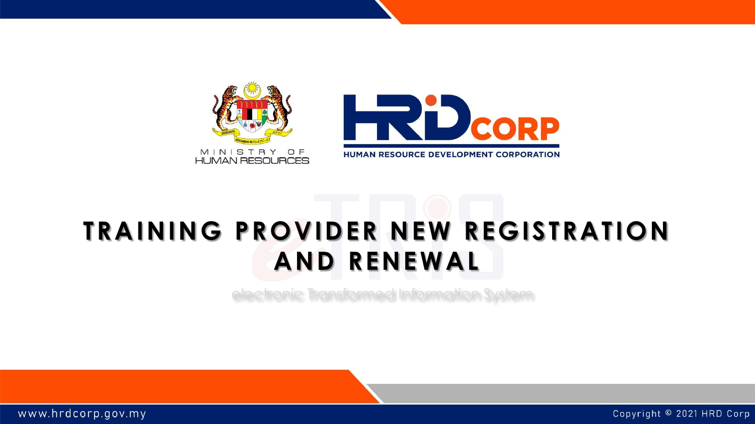MINISTRY OF HUMAN RESOURCES

HRD CORP
HUMAN RESOURCE DEVELOPMENT CORPORATION

# TRAINING PROVIDER NEW REGISTRATION AND RENEWAL

electronic Transformed Information System

www.hrdcorp.gov.my

Copyright © 2021 HRD Corp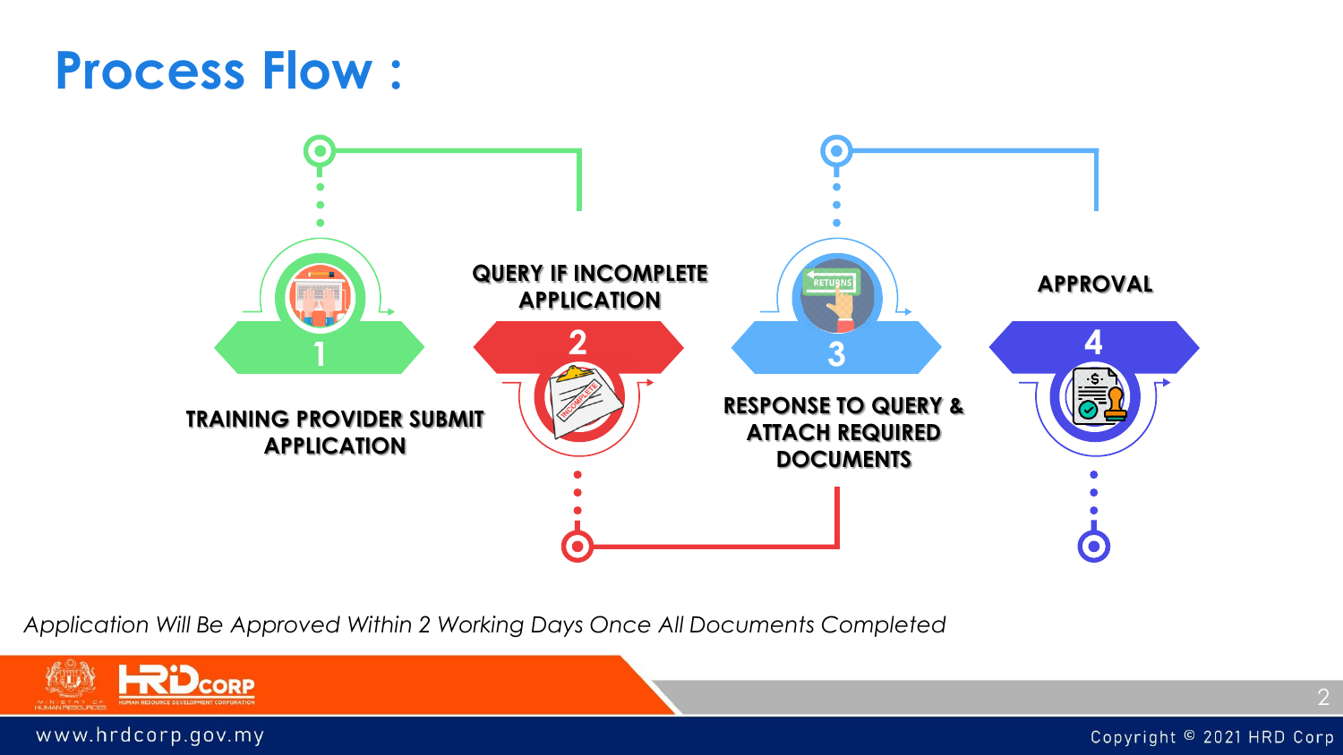# Process Flow :

1. TRAINING PROVIDER SUBMIT APPLICATION
2. QUERY IF INCOMPLETE APPLICATION
3. RESPONSE TO QUERY & ATTACH REQUIRED DOCUMENTS
4. APPROVAL

*Application Will Be Approved Within 2 Working Days Once All Documents Completed*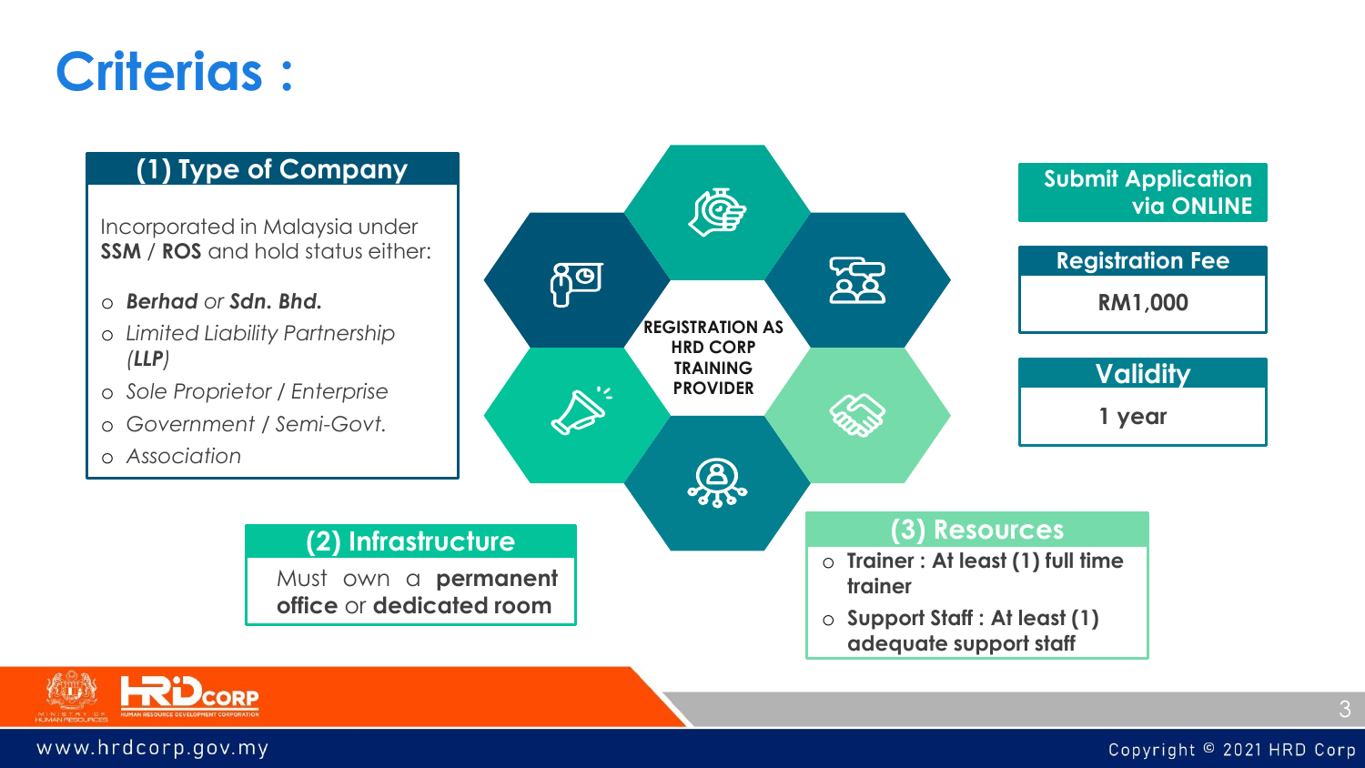# Criterias :

## (1) Type of Company

Incorporated in Malaysia under **SSM** / **ROS** and hold status either:

- ***Berhad*** *or* ***Sdn. Bhd.***
- *Limited Liability Partnership (**LLP**)*
- *Sole Proprietor / Enterprise*
- *Government / Semi-Govt.*
- *Association*

**REGISTRATION AS HRD CORP TRAINING PROVIDER**

## (2) Infrastructure

Must own a **permanent office** or **dedicated room**

## (3) Resources

- **Trainer : At least (1) full time trainer**
- **Support Staff : At least (1) adequate support staff**

**Submit Application via ONLINE**

**Registration Fee**

**RM1,000**

**Validity**

**1 year**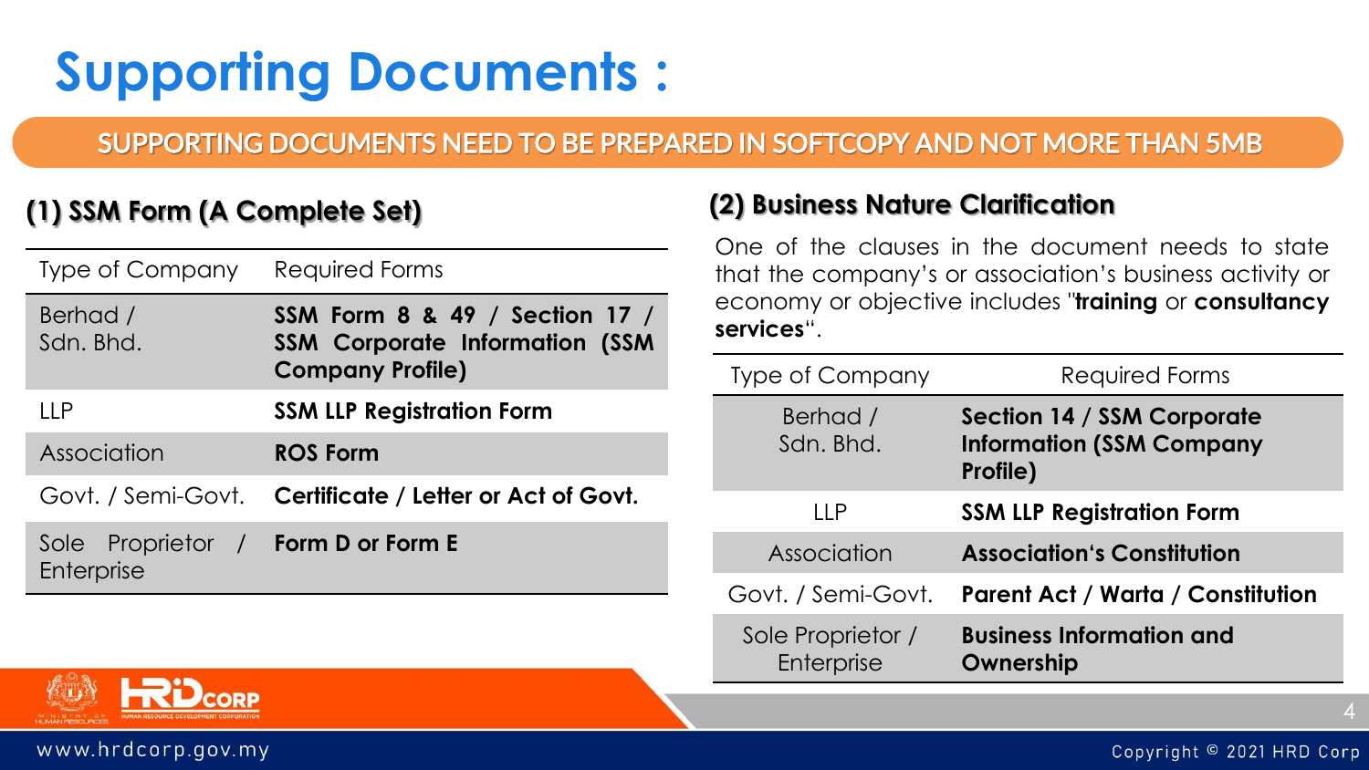# Supporting Documents :

**SUPPORTING DOCUMENTS NEED TO BE PREPARED IN SOFTCOPY AND NOT MORE THAN 5MB**

## (1) SSM Form (A Complete Set)

| Type of Company | Required Forms |
|---|---|
| Berhad / Sdn. Bhd. | **SSM Form 8 & 49 / Section 17 / SSM Corporate Information (SSM Company Profile)** |
| LLP | **SSM LLP Registration Form** |
| Association | **ROS Form** |
| Govt. / Semi-Govt. | **Certificate / Letter or Act of Govt.** |
| Sole Proprietor / Enterprise | **Form D or Form E** |

## (2) Business Nature Clarification

One of the clauses in the document needs to state that the company's or association's business activity or economy or objective includes "**training** or **consultancy services**".

| Type of Company | Required Forms |
|---|---|
| Berhad / Sdn. Bhd. | **Section 14 / SSM Corporate Information (SSM Company Profile)** |
| LLP | **SSM LLP Registration Form** |
| Association | **Association's Constitution** |
| Govt. / Semi-Govt. | **Parent Act / Warta / Constitution** |
| Sole Proprietor / Enterprise | **Business Information and Ownership** |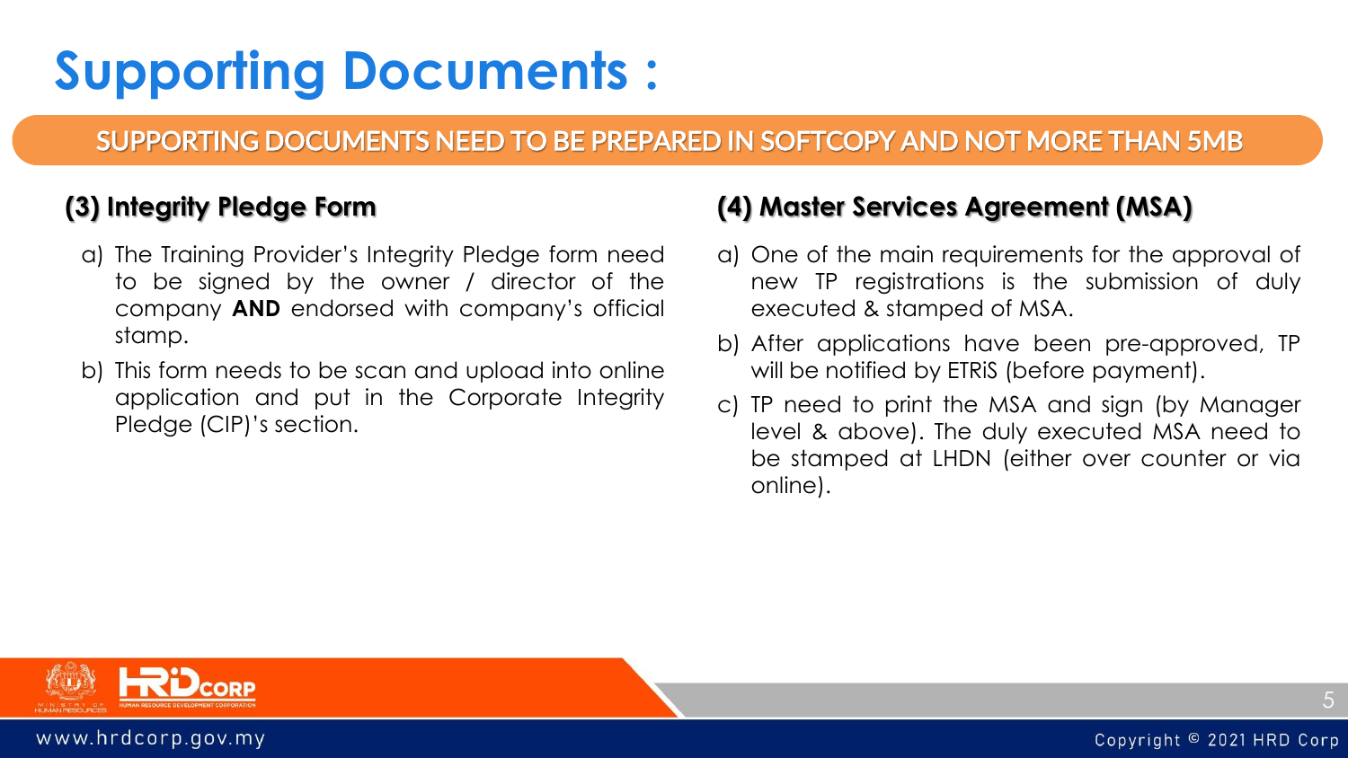# Supporting Documents :

**SUPPORTING DOCUMENTS NEED TO BE PREPARED IN SOFTCOPY AND NOT MORE THAN 5MB**

## (3) Integrity Pledge Form

a) The Training Provider's Integrity Pledge form need to be signed by the owner / director of the company **AND** endorsed with company's official stamp.

b) This form needs to be scan and upload into online application and put in the Corporate Integrity Pledge (CIP)'s section.

## (4) Master Services Agreement (MSA)

a) One of the main requirements for the approval of new TP registrations is the submission of duly executed & stamped of MSA.

b) After applications have been pre-approved, TP will be notified by ETRiS (before payment).

c) TP need to print the MSA and sign (by Manager level & above). The duly executed MSA need to be stamped at LHDN (either over counter or via online).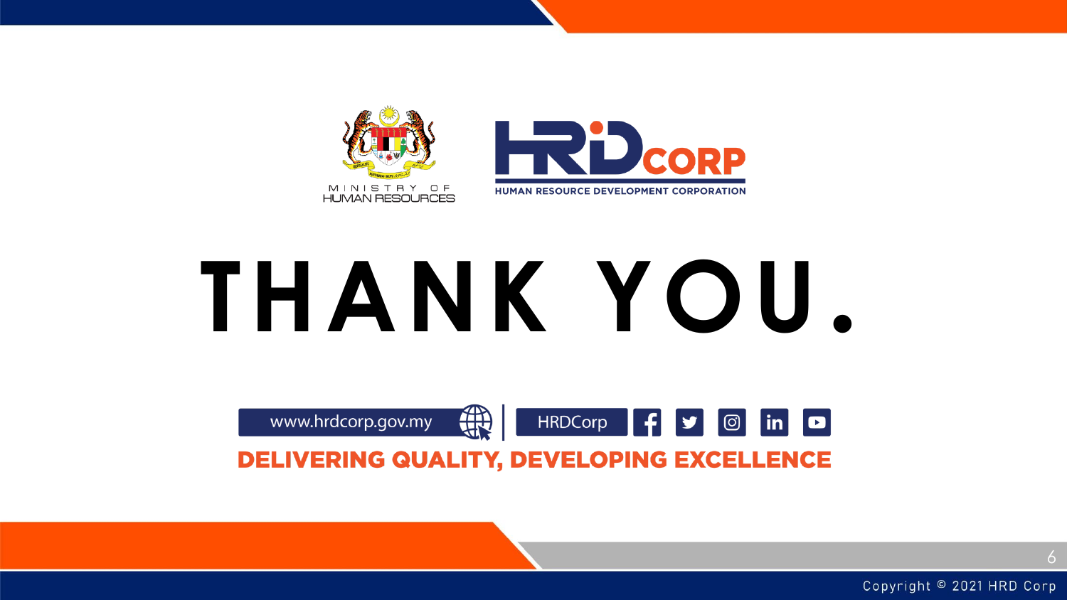MINISTRY OF HUMAN RESOURCES

HRD CORP

HUMAN RESOURCE DEVELOPMENT CORPORATION

# THANK YOU.

www.hrdcorp.gov.my | HRDCorp

**DELIVERING QUALITY, DEVELOPING EXCELLENCE**

Copyright © 2021 HRD Corp